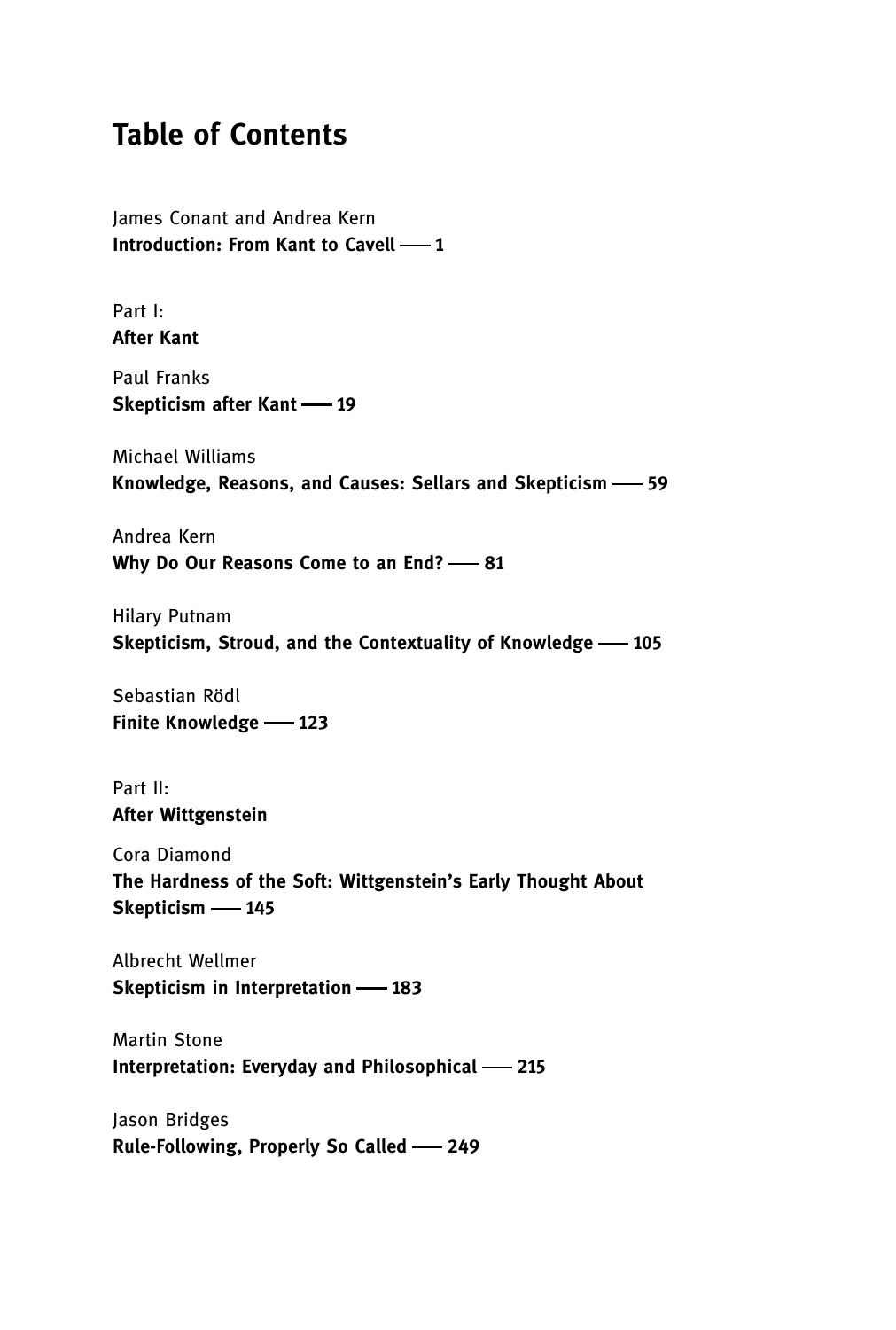# Table of Contents

James Conant and Andrea Kern
**Introduction: From Kant to Cavell —— 1**

Part I:
**After Kant**

Paul Franks
**Skepticism after Kant —— 19**

Michael Williams
**Knowledge, Reasons, and Causes: Sellars and Skepticism —— 59**

Andrea Kern
**Why Do Our Reasons Come to an End? —— 81**

Hilary Putnam
**Skepticism, Stroud, and the Contextuality of Knowledge —— 105**

Sebastian Rödl
**Finite Knowledge —— 123**

Part II:
**After Wittgenstein**

Cora Diamond
**The Hardness of the Soft: Wittgenstein's Early Thought About Skepticism —— 145**

Albrecht Wellmer
**Skepticism in Interpretation —— 183**

Martin Stone
**Interpretation: Everyday and Philosophical —— 215**

Jason Bridges
**Rule-Following, Properly So Called —— 249**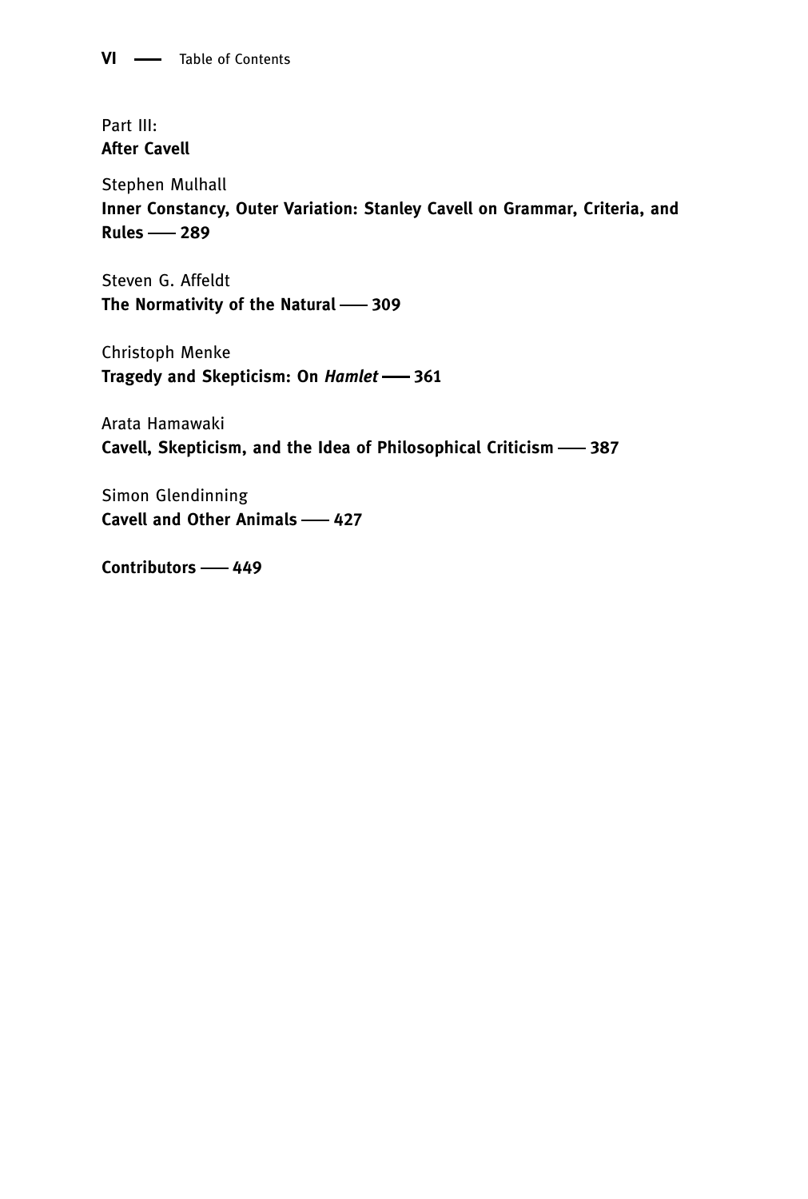Part III:
**After Cavell**

Stephen Mulhall
**Inner Constancy, Outer Variation: Stanley Cavell on Grammar, Criteria, and Rules —— 289**

Steven G. Affeldt
**The Normativity of the Natural —— 309**

Christoph Menke
**Tragedy and Skepticism: On *Hamlet* —— 361**

Arata Hamawaki
**Cavell, Skepticism, and the Idea of Philosophical Criticism —— 387**

Simon Glendinning
**Cavell and Other Animals —— 427**

**Contributors —— 449**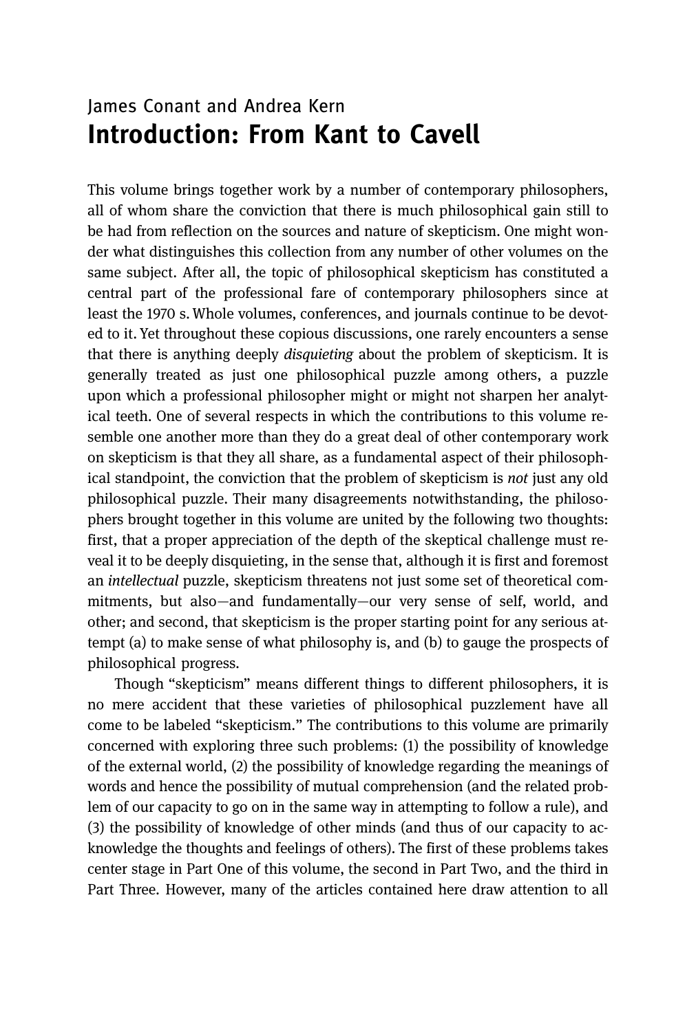James Conant and Andrea Kern

# Introduction: From Kant to Cavell

This volume brings together work by a number of contemporary philosophers, all of whom share the conviction that there is much philosophical gain still to be had from reflection on the sources and nature of skepticism. One might wonder what distinguishes this collection from any number of other volumes on the same subject. After all, the topic of philosophical skepticism has constituted a central part of the professional fare of contemporary philosophers since at least the 1970 s. Whole volumes, conferences, and journals continue to be devoted to it. Yet throughout these copious discussions, one rarely encounters a sense that there is anything deeply *disquieting* about the problem of skepticism. It is generally treated as just one philosophical puzzle among others, a puzzle upon which a professional philosopher might or might not sharpen her analytical teeth. One of several respects in which the contributions to this volume resemble one another more than they do a great deal of other contemporary work on skepticism is that they all share, as a fundamental aspect of their philosophical standpoint, the conviction that the problem of skepticism is *not* just any old philosophical puzzle. Their many disagreements notwithstanding, the philosophers brought together in this volume are united by the following two thoughts: first, that a proper appreciation of the depth of the skeptical challenge must reveal it to be deeply disquieting, in the sense that, although it is first and foremost an *intellectual* puzzle, skepticism threatens not just some set of theoretical commitments, but also—and fundamentally—our very sense of self, world, and other; and second, that skepticism is the proper starting point for any serious attempt (a) to make sense of what philosophy is, and (b) to gauge the prospects of philosophical progress.

Though "skepticism" means different things to different philosophers, it is no mere accident that these varieties of philosophical puzzlement have all come to be labeled "skepticism." The contributions to this volume are primarily concerned with exploring three such problems: (1) the possibility of knowledge of the external world, (2) the possibility of knowledge regarding the meanings of words and hence the possibility of mutual comprehension (and the related problem of our capacity to go on in the same way in attempting to follow a rule), and (3) the possibility of knowledge of other minds (and thus of our capacity to acknowledge the thoughts and feelings of others). The first of these problems takes center stage in Part One of this volume, the second in Part Two, and the third in Part Three. However, many of the articles contained here draw attention to all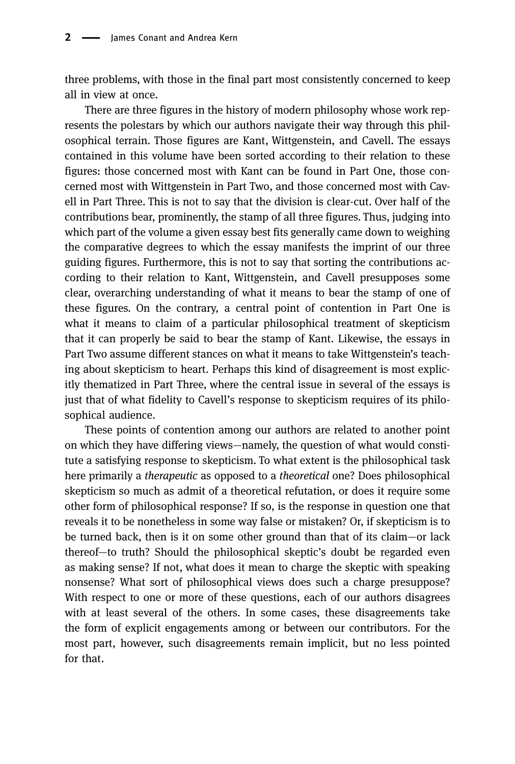three problems, with those in the final part most consistently concerned to keep all in view at once.

There are three figures in the history of modern philosophy whose work represents the polestars by which our authors navigate their way through this philosophical terrain. Those figures are Kant, Wittgenstein, and Cavell. The essays contained in this volume have been sorted according to their relation to these figures: those concerned most with Kant can be found in Part One, those concerned most with Wittgenstein in Part Two, and those concerned most with Cavell in Part Three. This is not to say that the division is clear-cut. Over half of the contributions bear, prominently, the stamp of all three figures. Thus, judging into which part of the volume a given essay best fits generally came down to weighing the comparative degrees to which the essay manifests the imprint of our three guiding figures. Furthermore, this is not to say that sorting the contributions according to their relation to Kant, Wittgenstein, and Cavell presupposes some clear, overarching understanding of what it means to bear the stamp of one of these figures. On the contrary, a central point of contention in Part One is what it means to claim of a particular philosophical treatment of skepticism that it can properly be said to bear the stamp of Kant. Likewise, the essays in Part Two assume different stances on what it means to take Wittgenstein's teaching about skepticism to heart. Perhaps this kind of disagreement is most explicitly thematized in Part Three, where the central issue in several of the essays is just that of what fidelity to Cavell's response to skepticism requires of its philosophical audience.

These points of contention among our authors are related to another point on which they have differing views—namely, the question of what would constitute a satisfying response to skepticism. To what extent is the philosophical task here primarily a *therapeutic* as opposed to a *theoretical* one? Does philosophical skepticism so much as admit of a theoretical refutation, or does it require some other form of philosophical response? If so, is the response in question one that reveals it to be nonetheless in some way false or mistaken? Or, if skepticism is to be turned back, then is it on some other ground than that of its claim—or lack thereof—to truth? Should the philosophical skeptic's doubt be regarded even as making sense? If not, what does it mean to charge the skeptic with speaking nonsense? What sort of philosophical views does such a charge presuppose? With respect to one or more of these questions, each of our authors disagrees with at least several of the others. In some cases, these disagreements take the form of explicit engagements among or between our contributors. For the most part, however, such disagreements remain implicit, but no less pointed for that.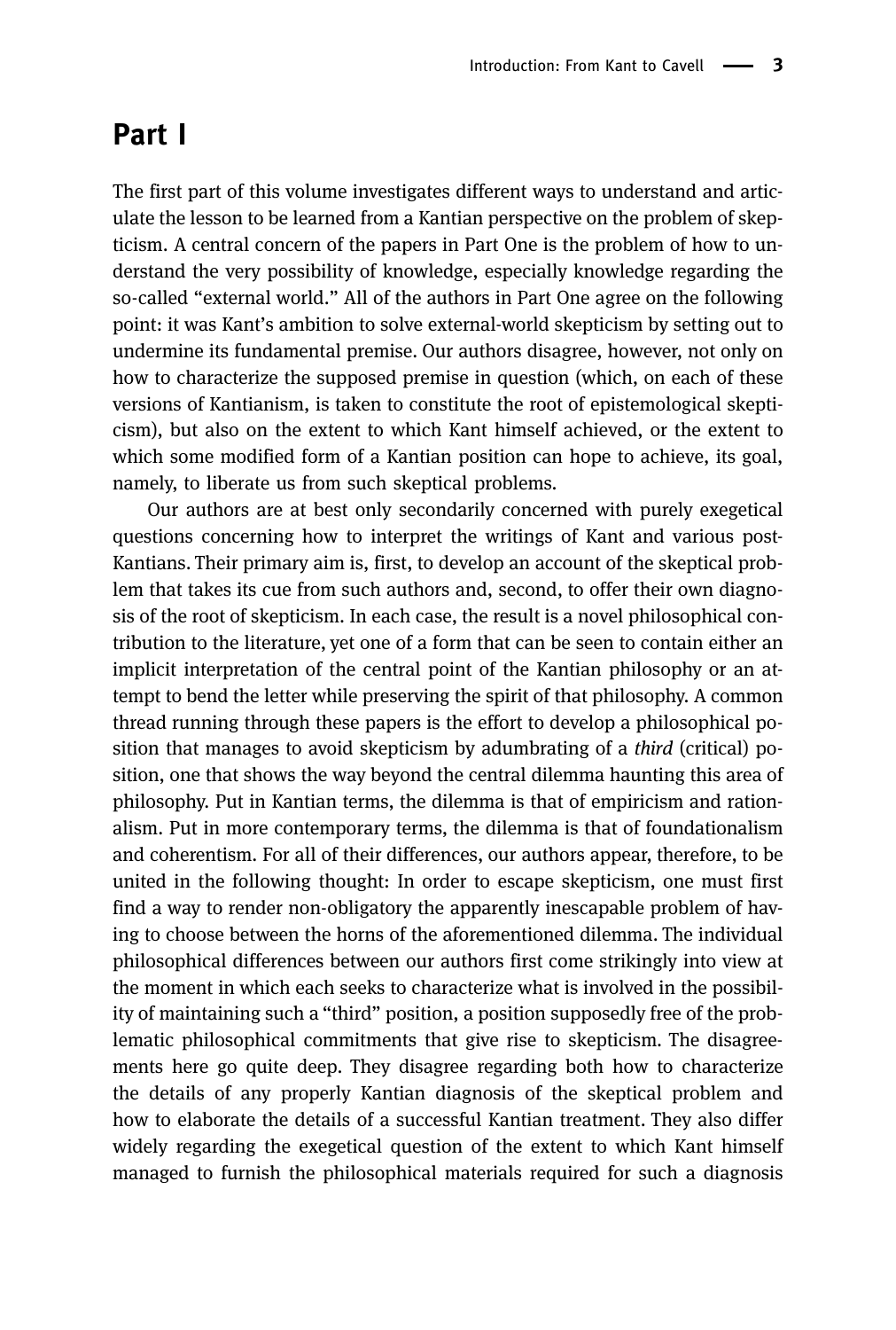## Part I

The first part of this volume investigates different ways to understand and articulate the lesson to be learned from a Kantian perspective on the problem of skepticism. A central concern of the papers in Part One is the problem of how to understand the very possibility of knowledge, especially knowledge regarding the so-called "external world." All of the authors in Part One agree on the following point: it was Kant's ambition to solve external-world skepticism by setting out to undermine its fundamental premise. Our authors disagree, however, not only on how to characterize the supposed premise in question (which, on each of these versions of Kantianism, is taken to constitute the root of epistemological skepticism), but also on the extent to which Kant himself achieved, or the extent to which some modified form of a Kantian position can hope to achieve, its goal, namely, to liberate us from such skeptical problems.

Our authors are at best only secondarily concerned with purely exegetical questions concerning how to interpret the writings of Kant and various post-Kantians. Their primary aim is, first, to develop an account of the skeptical problem that takes its cue from such authors and, second, to offer their own diagnosis of the root of skepticism. In each case, the result is a novel philosophical contribution to the literature, yet one of a form that can be seen to contain either an implicit interpretation of the central point of the Kantian philosophy or an attempt to bend the letter while preserving the spirit of that philosophy. A common thread running through these papers is the effort to develop a philosophical position that manages to avoid skepticism by adumbrating of a *third* (critical) position, one that shows the way beyond the central dilemma haunting this area of philosophy. Put in Kantian terms, the dilemma is that of empiricism and rationalism. Put in more contemporary terms, the dilemma is that of foundationalism and coherentism. For all of their differences, our authors appear, therefore, to be united in the following thought: In order to escape skepticism, one must first find a way to render non-obligatory the apparently inescapable problem of having to choose between the horns of the aforementioned dilemma. The individual philosophical differences between our authors first come strikingly into view at the moment in which each seeks to characterize what is involved in the possibility of maintaining such a "third" position, a position supposedly free of the problematic philosophical commitments that give rise to skepticism. The disagreements here go quite deep. They disagree regarding both how to characterize the details of any properly Kantian diagnosis of the skeptical problem and how to elaborate the details of a successful Kantian treatment. They also differ widely regarding the exegetical question of the extent to which Kant himself managed to furnish the philosophical materials required for such a diagnosis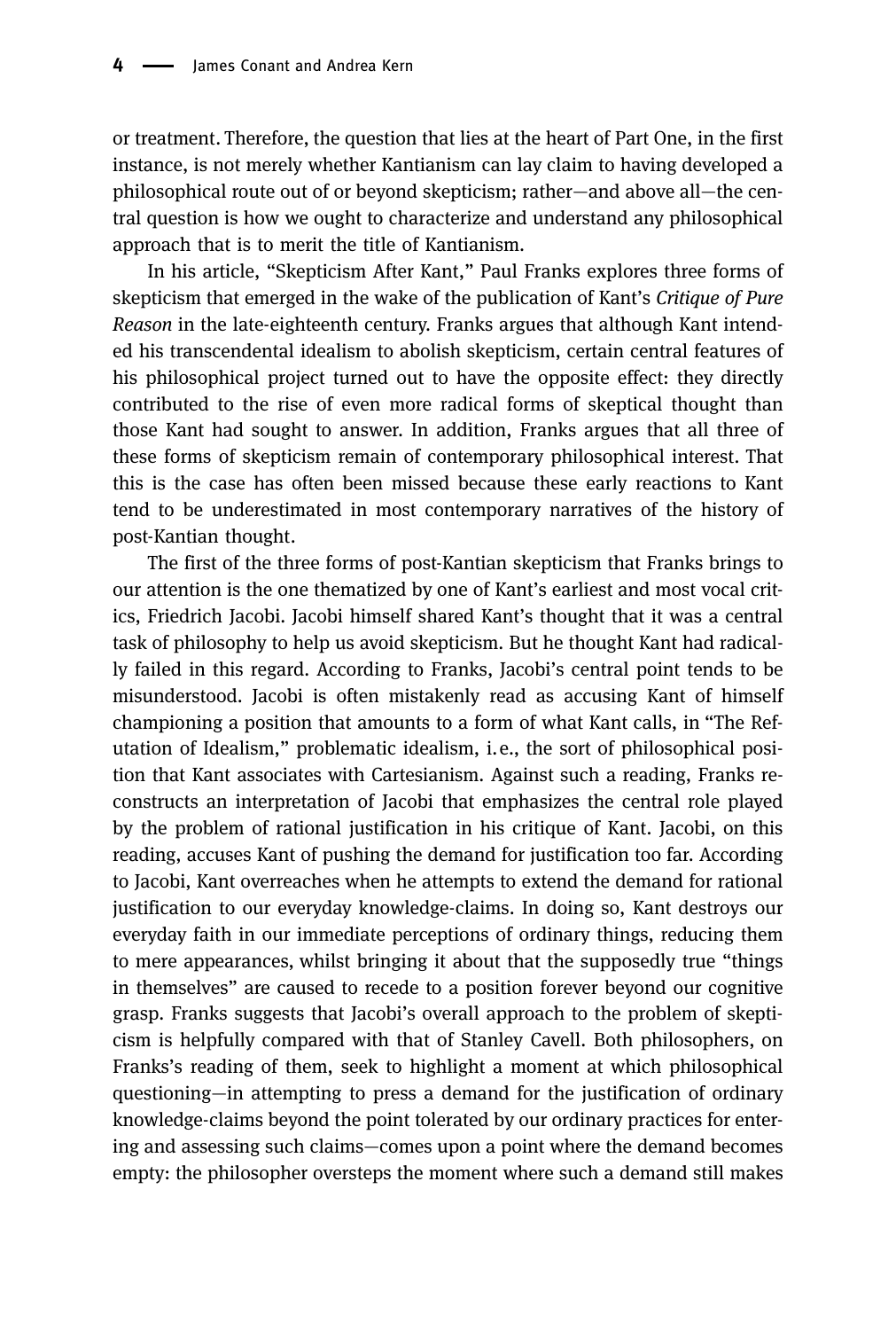or treatment. Therefore, the question that lies at the heart of Part One, in the first instance, is not merely whether Kantianism can lay claim to having developed a philosophical route out of or beyond skepticism; rather—and above all—the central question is how we ought to characterize and understand any philosophical approach that is to merit the title of Kantianism.

In his article, "Skepticism After Kant," Paul Franks explores three forms of skepticism that emerged in the wake of the publication of Kant's *Critique of Pure Reason* in the late-eighteenth century. Franks argues that although Kant intended his transcendental idealism to abolish skepticism, certain central features of his philosophical project turned out to have the opposite effect: they directly contributed to the rise of even more radical forms of skeptical thought than those Kant had sought to answer. In addition, Franks argues that all three of these forms of skepticism remain of contemporary philosophical interest. That this is the case has often been missed because these early reactions to Kant tend to be underestimated in most contemporary narratives of the history of post-Kantian thought.

The first of the three forms of post-Kantian skepticism that Franks brings to our attention is the one thematized by one of Kant's earliest and most vocal critics, Friedrich Jacobi. Jacobi himself shared Kant's thought that it was a central task of philosophy to help us avoid skepticism. But he thought Kant had radically failed in this regard. According to Franks, Jacobi's central point tends to be misunderstood. Jacobi is often mistakenly read as accusing Kant of himself championing a position that amounts to a form of what Kant calls, in "The Refutation of Idealism," problematic idealism, i.e., the sort of philosophical position that Kant associates with Cartesianism. Against such a reading, Franks reconstructs an interpretation of Jacobi that emphasizes the central role played by the problem of rational justification in his critique of Kant. Jacobi, on this reading, accuses Kant of pushing the demand for justification too far. According to Jacobi, Kant overreaches when he attempts to extend the demand for rational justification to our everyday knowledge-claims. In doing so, Kant destroys our everyday faith in our immediate perceptions of ordinary things, reducing them to mere appearances, whilst bringing it about that the supposedly true "things in themselves" are caused to recede to a position forever beyond our cognitive grasp. Franks suggests that Jacobi's overall approach to the problem of skepticism is helpfully compared with that of Stanley Cavell. Both philosophers, on Franks's reading of them, seek to highlight a moment at which philosophical questioning—in attempting to press a demand for the justification of ordinary knowledge-claims beyond the point tolerated by our ordinary practices for entering and assessing such claims—comes upon a point where the demand becomes empty: the philosopher oversteps the moment where such a demand still makes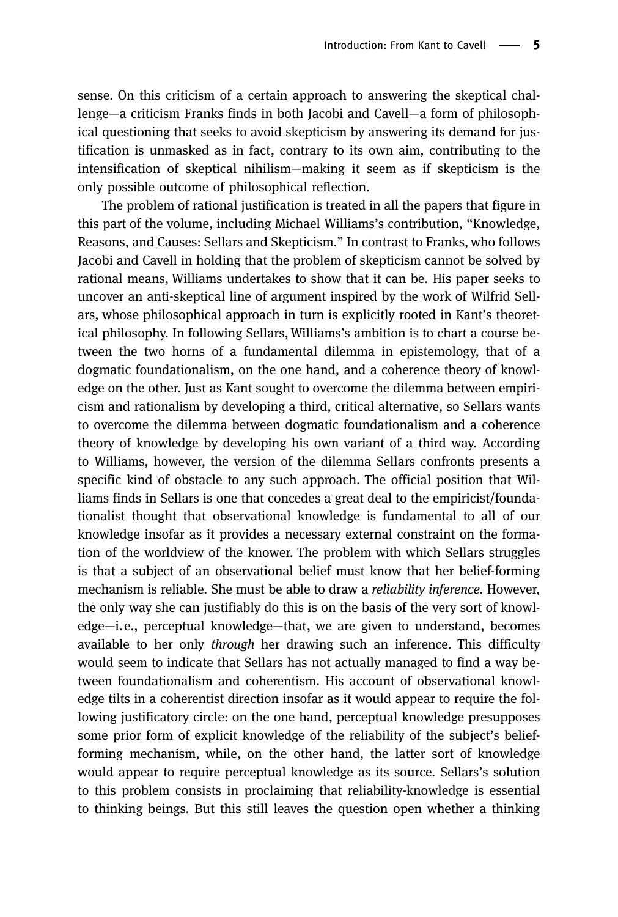sense. On this criticism of a certain approach to answering the skeptical challenge—a criticism Franks finds in both Jacobi and Cavell—a form of philosophical questioning that seeks to avoid skepticism by answering its demand for justification is unmasked as in fact, contrary to its own aim, contributing to the intensification of skeptical nihilism—making it seem as if skepticism is the only possible outcome of philosophical reflection.

The problem of rational justification is treated in all the papers that figure in this part of the volume, including Michael Williams's contribution, "Knowledge, Reasons, and Causes: Sellars and Skepticism." In contrast to Franks, who follows Jacobi and Cavell in holding that the problem of skepticism cannot be solved by rational means, Williams undertakes to show that it can be. His paper seeks to uncover an anti-skeptical line of argument inspired by the work of Wilfrid Sellars, whose philosophical approach in turn is explicitly rooted in Kant's theoretical philosophy. In following Sellars, Williams's ambition is to chart a course between the two horns of a fundamental dilemma in epistemology, that of a dogmatic foundationalism, on the one hand, and a coherence theory of knowledge on the other. Just as Kant sought to overcome the dilemma between empiricism and rationalism by developing a third, critical alternative, so Sellars wants to overcome the dilemma between dogmatic foundationalism and a coherence theory of knowledge by developing his own variant of a third way. According to Williams, however, the version of the dilemma Sellars confronts presents a specific kind of obstacle to any such approach. The official position that Williams finds in Sellars is one that concedes a great deal to the empiricist/foundationalist thought that observational knowledge is fundamental to all of our knowledge insofar as it provides a necessary external constraint on the formation of the worldview of the knower. The problem with which Sellars struggles is that a subject of an observational belief must know that her belief-forming mechanism is reliable. She must be able to draw a *reliability inference*. However, the only way she can justifiably do this is on the basis of the very sort of knowledge—i.e., perceptual knowledge—that, we are given to understand, becomes available to her only *through* her drawing such an inference. This difficulty would seem to indicate that Sellars has not actually managed to find a way between foundationalism and coherentism. His account of observational knowledge tilts in a coherentist direction insofar as it would appear to require the following justificatory circle: on the one hand, perceptual knowledge presupposes some prior form of explicit knowledge of the reliability of the subject's belief-forming mechanism, while, on the other hand, the latter sort of knowledge would appear to require perceptual knowledge as its source. Sellars's solution to this problem consists in proclaiming that reliability-knowledge is essential to thinking beings. But this still leaves the question open whether a thinking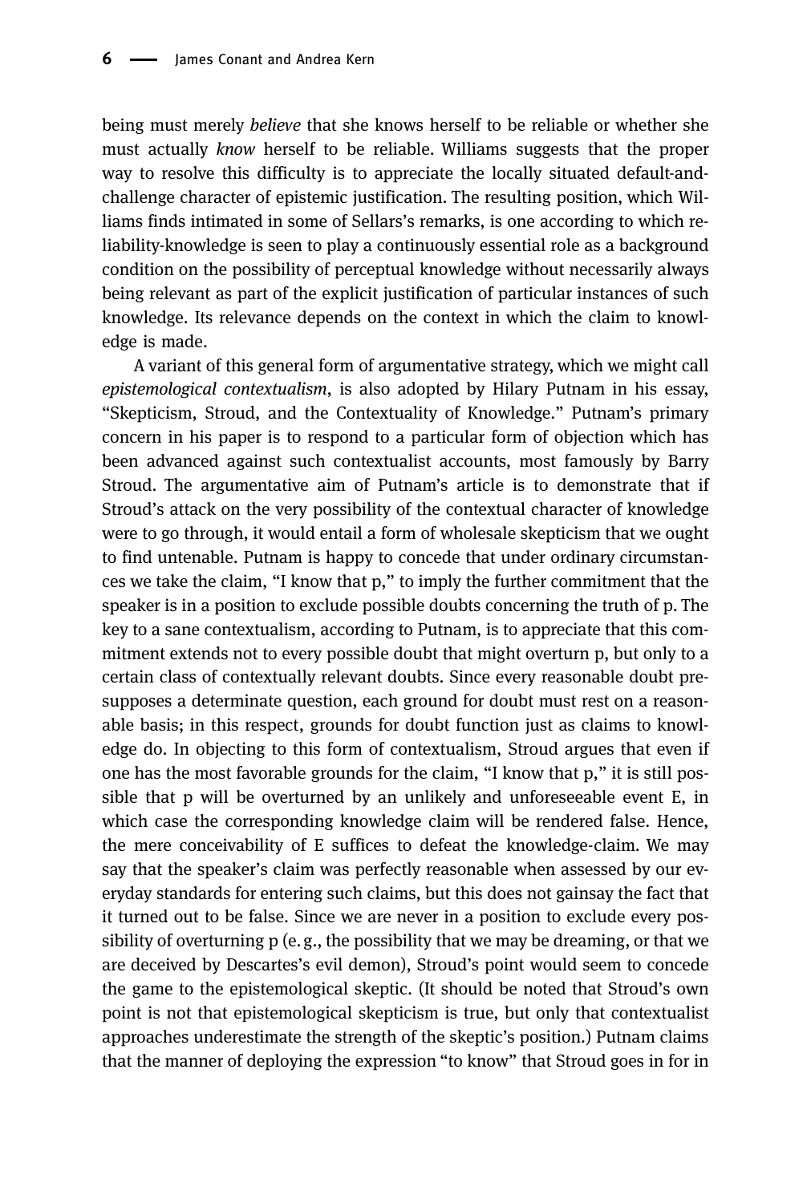being must merely *believe* that she knows herself to be reliable or whether she must actually *know* herself to be reliable. Williams suggests that the proper way to resolve this difficulty is to appreciate the locally situated default-and-challenge character of epistemic justification. The resulting position, which Williams finds intimated in some of Sellars's remarks, is one according to which reliability-knowledge is seen to play a continuously essential role as a background condition on the possibility of perceptual knowledge without necessarily always being relevant as part of the explicit justification of particular instances of such knowledge. Its relevance depends on the context in which the claim to knowledge is made.

A variant of this general form of argumentative strategy, which we might call *epistemological contextualism*, is also adopted by Hilary Putnam in his essay, "Skepticism, Stroud, and the Contextuality of Knowledge." Putnam's primary concern in his paper is to respond to a particular form of objection which has been advanced against such contextualist accounts, most famously by Barry Stroud. The argumentative aim of Putnam's article is to demonstrate that if Stroud's attack on the very possibility of the contextual character of knowledge were to go through, it would entail a form of wholesale skepticism that we ought to find untenable. Putnam is happy to concede that under ordinary circumstances we take the claim, "I know that p," to imply the further commitment that the speaker is in a position to exclude possible doubts concerning the truth of p. The key to a sane contextualism, according to Putnam, is to appreciate that this commitment extends not to every possible doubt that might overturn p, but only to a certain class of contextually relevant doubts. Since every reasonable doubt presupposes a determinate question, each ground for doubt must rest on a reasonable basis; in this respect, grounds for doubt function just as claims to knowledge do. In objecting to this form of contextualism, Stroud argues that even if one has the most favorable grounds for the claim, "I know that p," it is still possible that p will be overturned by an unlikely and unforeseeable event E, in which case the corresponding knowledge claim will be rendered false. Hence, the mere conceivability of E suffices to defeat the knowledge-claim. We may say that the speaker's claim was perfectly reasonable when assessed by our everyday standards for entering such claims, but this does not gainsay the fact that it turned out to be false. Since we are never in a position to exclude every possibility of overturning p (e.g., the possibility that we may be dreaming, or that we are deceived by Descartes's evil demon), Stroud's point would seem to concede the game to the epistemological skeptic. (It should be noted that Stroud's own point is not that epistemological skepticism is true, but only that contextualist approaches underestimate the strength of the skeptic's position.) Putnam claims that the manner of deploying the expression "to know" that Stroud goes in for in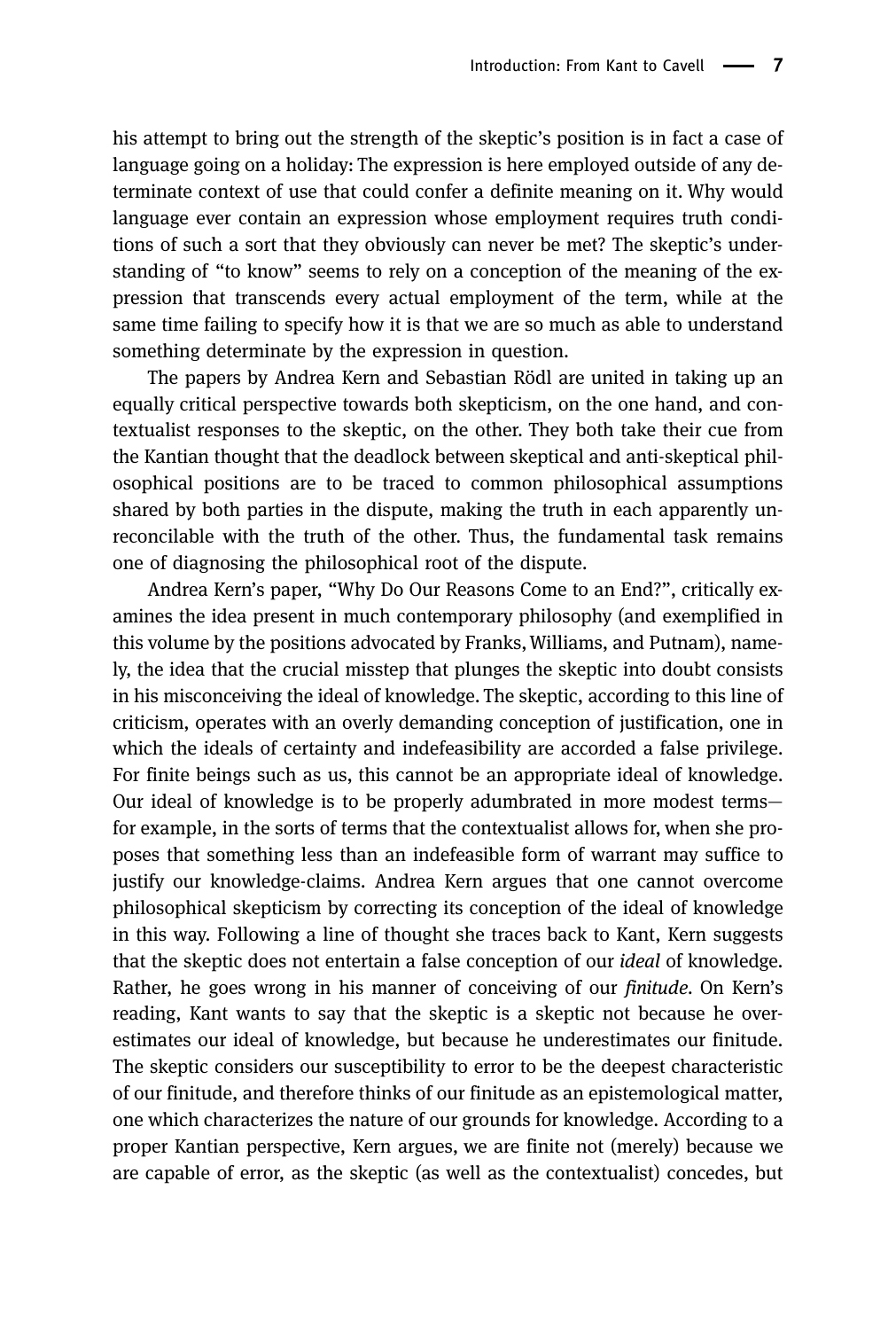his attempt to bring out the strength of the skeptic's position is in fact a case of language going on a holiday: The expression is here employed outside of any determinate context of use that could confer a definite meaning on it. Why would language ever contain an expression whose employment requires truth conditions of such a sort that they obviously can never be met? The skeptic's understanding of "to know" seems to rely on a conception of the meaning of the expression that transcends every actual employment of the term, while at the same time failing to specify how it is that we are so much as able to understand something determinate by the expression in question.

The papers by Andrea Kern and Sebastian Rödl are united in taking up an equally critical perspective towards both skepticism, on the one hand, and contextualist responses to the skeptic, on the other. They both take their cue from the Kantian thought that the deadlock between skeptical and anti-skeptical philosophical positions are to be traced to common philosophical assumptions shared by both parties in the dispute, making the truth in each apparently unreconcilable with the truth of the other. Thus, the fundamental task remains one of diagnosing the philosophical root of the dispute.

Andrea Kern's paper, "Why Do Our Reasons Come to an End?", critically examines the idea present in much contemporary philosophy (and exemplified in this volume by the positions advocated by Franks, Williams, and Putnam), namely, the idea that the crucial misstep that plunges the skeptic into doubt consists in his misconceiving the ideal of knowledge. The skeptic, according to this line of criticism, operates with an overly demanding conception of justification, one in which the ideals of certainty and indefeasibility are accorded a false privilege. For finite beings such as us, this cannot be an appropriate ideal of knowledge. Our ideal of knowledge is to be properly adumbrated in more modest terms—for example, in the sorts of terms that the contextualist allows for, when she proposes that something less than an indefeasible form of warrant may suffice to justify our knowledge-claims. Andrea Kern argues that one cannot overcome philosophical skepticism by correcting its conception of the ideal of knowledge in this way. Following a line of thought she traces back to Kant, Kern suggests that the skeptic does not entertain a false conception of our *ideal* of knowledge. Rather, he goes wrong in his manner of conceiving of our *finitude*. On Kern's reading, Kant wants to say that the skeptic is a skeptic not because he overestimates our ideal of knowledge, but because he underestimates our finitude. The skeptic considers our susceptibility to error to be the deepest characteristic of our finitude, and therefore thinks of our finitude as an epistemological matter, one which characterizes the nature of our grounds for knowledge. According to a proper Kantian perspective, Kern argues, we are finite not (merely) because we are capable of error, as the skeptic (as well as the contextualist) concedes, but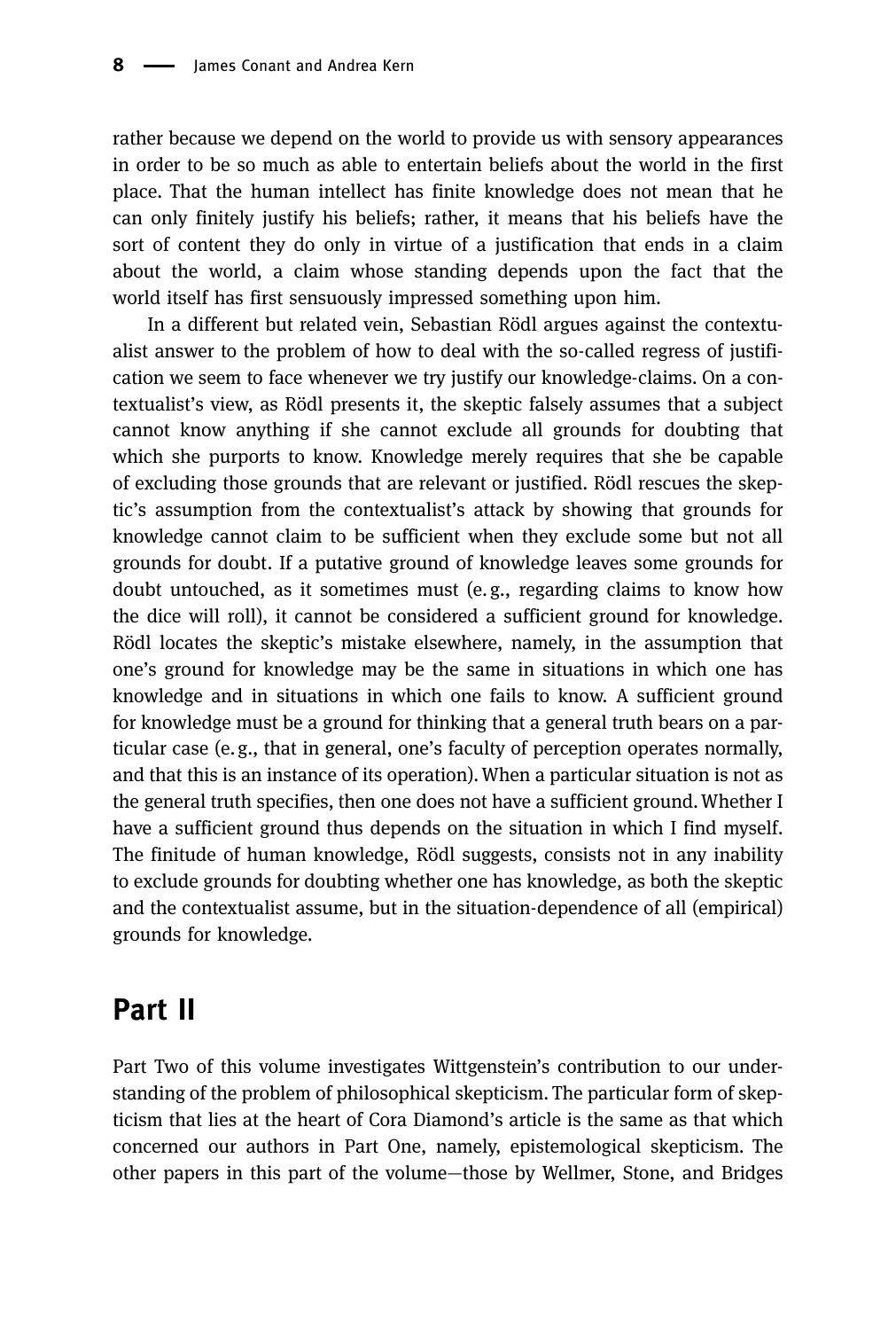rather because we depend on the world to provide us with sensory appearances in order to be so much as able to entertain beliefs about the world in the first place. That the human intellect has finite knowledge does not mean that he can only finitely justify his beliefs; rather, it means that his beliefs have the sort of content they do only in virtue of a justification that ends in a claim about the world, a claim whose standing depends upon the fact that the world itself has first sensuously impressed something upon him.

In a different but related vein, Sebastian Rödl argues against the contextualist answer to the problem of how to deal with the so-called regress of justification we seem to face whenever we try justify our knowledge-claims. On a contextualist's view, as Rödl presents it, the skeptic falsely assumes that a subject cannot know anything if she cannot exclude all grounds for doubting that which she purports to know. Knowledge merely requires that she be capable of excluding those grounds that are relevant or justified. Rödl rescues the skeptic's assumption from the contextualist's attack by showing that grounds for knowledge cannot claim to be sufficient when they exclude some but not all grounds for doubt. If a putative ground of knowledge leaves some grounds for doubt untouched, as it sometimes must (e.g., regarding claims to know how the dice will roll), it cannot be considered a sufficient ground for knowledge. Rödl locates the skeptic's mistake elsewhere, namely, in the assumption that one's ground for knowledge may be the same in situations in which one has knowledge and in situations in which one fails to know. A sufficient ground for knowledge must be a ground for thinking that a general truth bears on a particular case (e.g., that in general, one's faculty of perception operates normally, and that this is an instance of its operation). When a particular situation is not as the general truth specifies, then one does not have a sufficient ground. Whether I have a sufficient ground thus depends on the situation in which I find myself. The finitude of human knowledge, Rödl suggests, consists not in any inability to exclude grounds for doubting whether one has knowledge, as both the skeptic and the contextualist assume, but in the situation-dependence of all (empirical) grounds for knowledge.

## Part II

Part Two of this volume investigates Wittgenstein's contribution to our understanding of the problem of philosophical skepticism. The particular form of skepticism that lies at the heart of Cora Diamond's article is the same as that which concerned our authors in Part One, namely, epistemological skepticism. The other papers in this part of the volume—those by Wellmer, Stone, and Bridges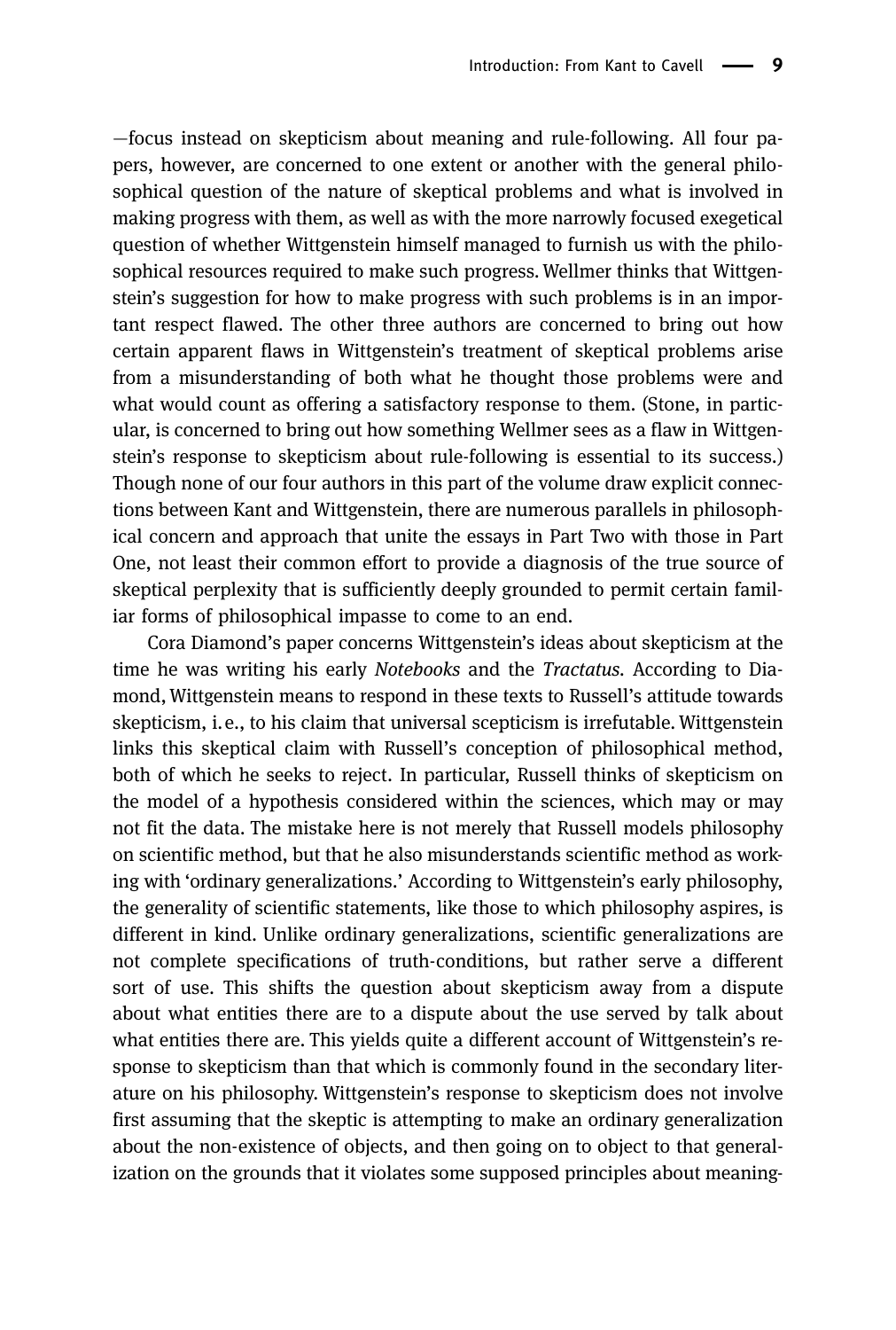—focus instead on skepticism about meaning and rule-following. All four papers, however, are concerned to one extent or another with the general philosophical question of the nature of skeptical problems and what is involved in making progress with them, as well as with the more narrowly focused exegetical question of whether Wittgenstein himself managed to furnish us with the philosophical resources required to make such progress. Wellmer thinks that Wittgenstein's suggestion for how to make progress with such problems is in an important respect flawed. The other three authors are concerned to bring out how certain apparent flaws in Wittgenstein's treatment of skeptical problems arise from a misunderstanding of both what he thought those problems were and what would count as offering a satisfactory response to them. (Stone, in particular, is concerned to bring out how something Wellmer sees as a flaw in Wittgenstein's response to skepticism about rule-following is essential to its success.) Though none of our four authors in this part of the volume draw explicit connections between Kant and Wittgenstein, there are numerous parallels in philosophical concern and approach that unite the essays in Part Two with those in Part One, not least their common effort to provide a diagnosis of the true source of skeptical perplexity that is sufficiently deeply grounded to permit certain familiar forms of philosophical impasse to come to an end.

Cora Diamond's paper concerns Wittgenstein's ideas about skepticism at the time he was writing his early *Notebooks* and the *Tractatus*. According to Diamond, Wittgenstein means to respond in these texts to Russell's attitude towards skepticism, i.e., to his claim that universal scepticism is irrefutable. Wittgenstein links this skeptical claim with Russell's conception of philosophical method, both of which he seeks to reject. In particular, Russell thinks of skepticism on the model of a hypothesis considered within the sciences, which may or may not fit the data. The mistake here is not merely that Russell models philosophy on scientific method, but that he also misunderstands scientific method as working with 'ordinary generalizations.' According to Wittgenstein's early philosophy, the generality of scientific statements, like those to which philosophy aspires, is different in kind. Unlike ordinary generalizations, scientific generalizations are not complete specifications of truth-conditions, but rather serve a different sort of use. This shifts the question about skepticism away from a dispute about what entities there are to a dispute about the use served by talk about what entities there are. This yields quite a different account of Wittgenstein's response to skepticism than that which is commonly found in the secondary literature on his philosophy. Wittgenstein's response to skepticism does not involve first assuming that the skeptic is attempting to make an ordinary generalization about the non-existence of objects, and then going on to object to that generalization on the grounds that it violates some supposed principles about meaning-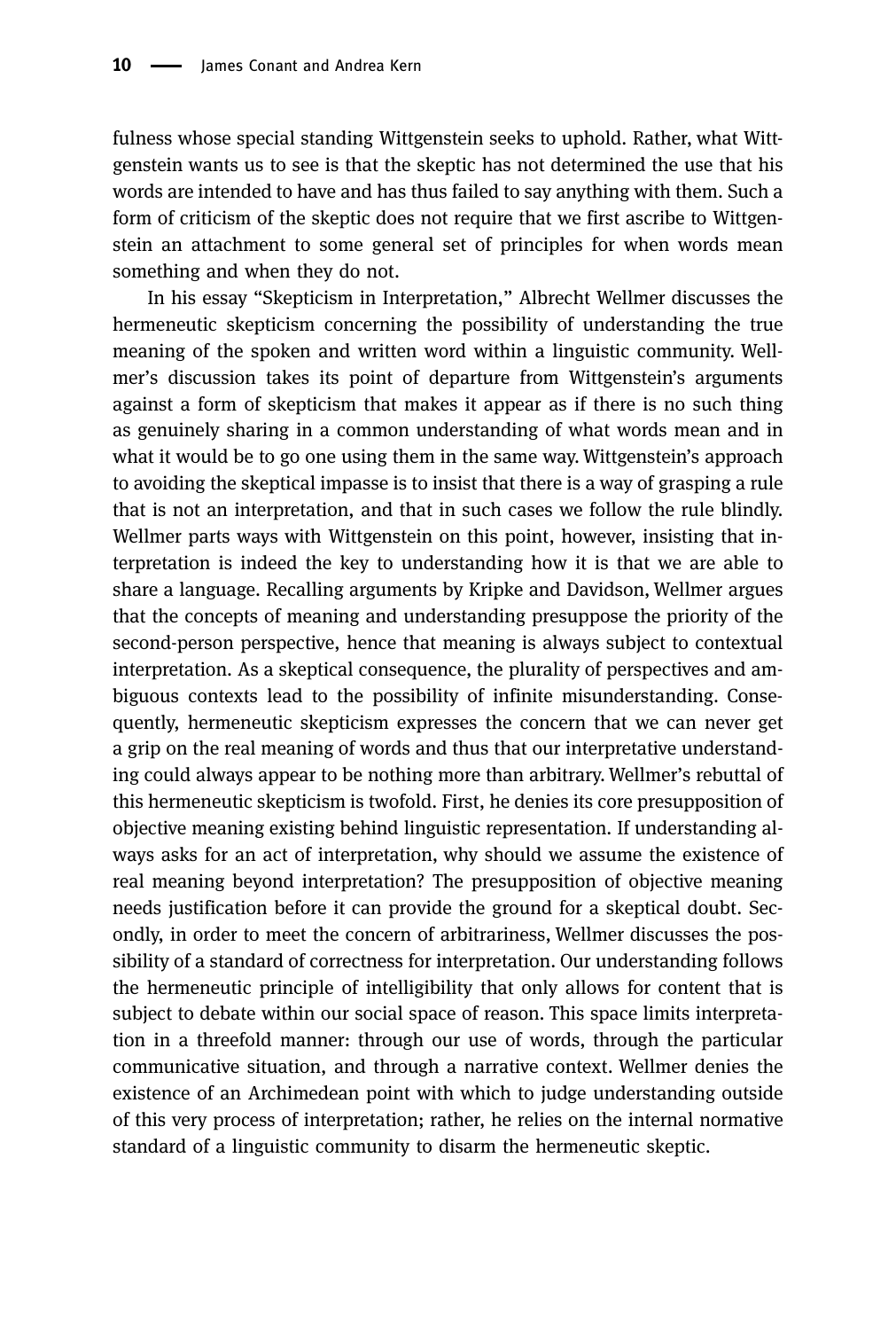fulness whose special standing Wittgenstein seeks to uphold. Rather, what Wittgenstein wants us to see is that the skeptic has not determined the use that his words are intended to have and has thus failed to say anything with them. Such a form of criticism of the skeptic does not require that we first ascribe to Wittgenstein an attachment to some general set of principles for when words mean something and when they do not.

In his essay "Skepticism in Interpretation," Albrecht Wellmer discusses the hermeneutic skepticism concerning the possibility of understanding the true meaning of the spoken and written word within a linguistic community. Wellmer's discussion takes its point of departure from Wittgenstein's arguments against a form of skepticism that makes it appear as if there is no such thing as genuinely sharing in a common understanding of what words mean and in what it would be to go one using them in the same way. Wittgenstein's approach to avoiding the skeptical impasse is to insist that there is a way of grasping a rule that is not an interpretation, and that in such cases we follow the rule blindly. Wellmer parts ways with Wittgenstein on this point, however, insisting that interpretation is indeed the key to understanding how it is that we are able to share a language. Recalling arguments by Kripke and Davidson, Wellmer argues that the concepts of meaning and understanding presuppose the priority of the second-person perspective, hence that meaning is always subject to contextual interpretation. As a skeptical consequence, the plurality of perspectives and ambiguous contexts lead to the possibility of infinite misunderstanding. Consequently, hermeneutic skepticism expresses the concern that we can never get a grip on the real meaning of words and thus that our interpretative understanding could always appear to be nothing more than arbitrary. Wellmer's rebuttal of this hermeneutic skepticism is twofold. First, he denies its core presupposition of objective meaning existing behind linguistic representation. If understanding always asks for an act of interpretation, why should we assume the existence of real meaning beyond interpretation? The presupposition of objective meaning needs justification before it can provide the ground for a skeptical doubt. Secondly, in order to meet the concern of arbitrariness, Wellmer discusses the possibility of a standard of correctness for interpretation. Our understanding follows the hermeneutic principle of intelligibility that only allows for content that is subject to debate within our social space of reason. This space limits interpretation in a threefold manner: through our use of words, through the particular communicative situation, and through a narrative context. Wellmer denies the existence of an Archimedean point with which to judge understanding outside of this very process of interpretation; rather, he relies on the internal normative standard of a linguistic community to disarm the hermeneutic skeptic.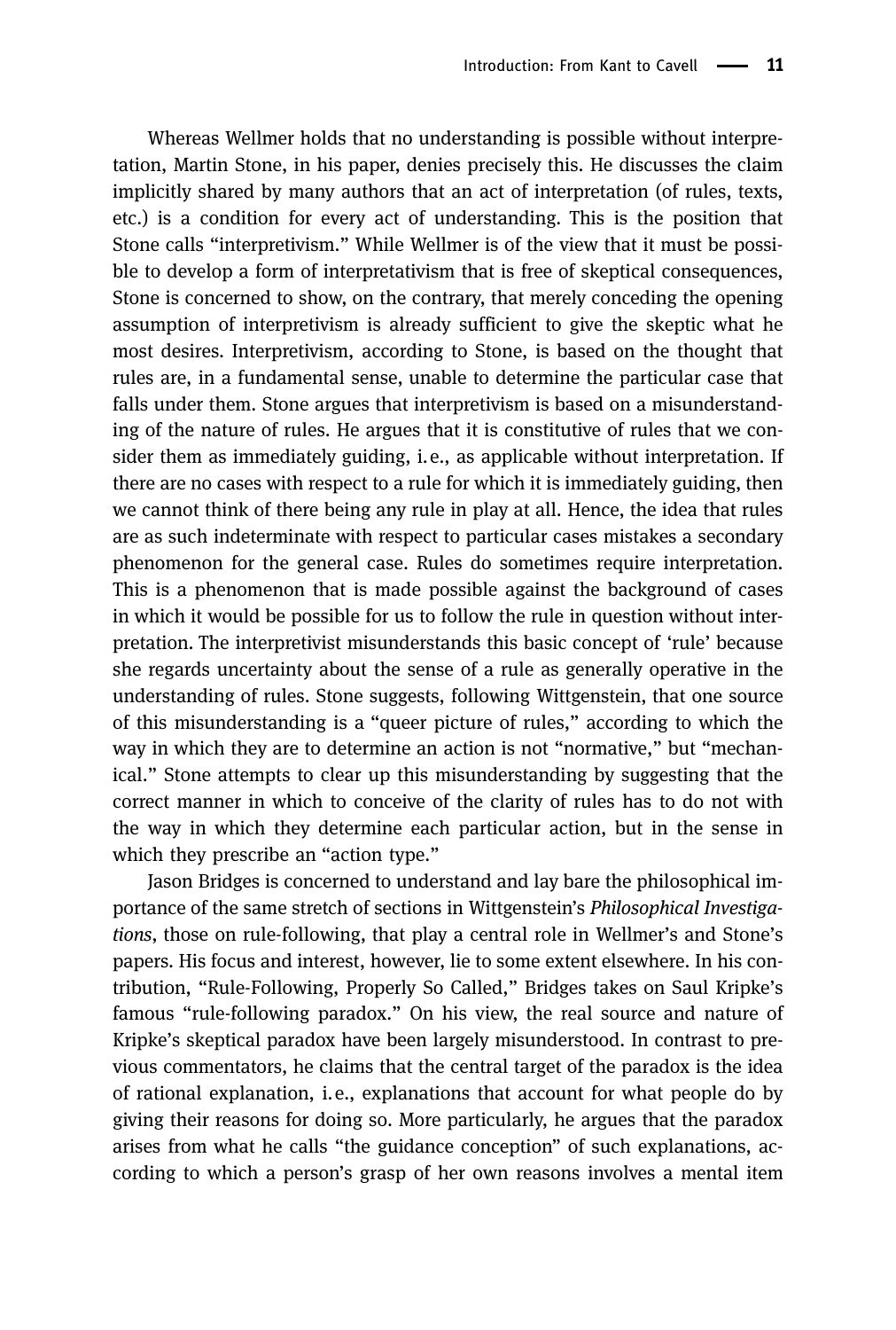Whereas Wellmer holds that no understanding is possible without interpretation, Martin Stone, in his paper, denies precisely this. He discusses the claim implicitly shared by many authors that an act of interpretation (of rules, texts, etc.) is a condition for every act of understanding. This is the position that Stone calls "interpretivism." While Wellmer is of the view that it must be possible to develop a form of interpretatativism that is free of skeptical consequences, Stone is concerned to show, on the contrary, that merely conceding the opening assumption of interpretivism is already sufficient to give the skeptic what he most desires. Interpretivism, according to Stone, is based on the thought that rules are, in a fundamental sense, unable to determine the particular case that falls under them. Stone argues that interpretivism is based on a misunderstanding of the nature of rules. He argues that it is constitutive of rules that we consider them as immediately guiding, i.e., as applicable without interpretation. If there are no cases with respect to a rule for which it is immediately guiding, then we cannot think of there being any rule in play at all. Hence, the idea that rules are as such indeterminate with respect to particular cases mistakes a secondary phenomenon for the general case. Rules do sometimes require interpretation. This is a phenomenon that is made possible against the background of cases in which it would be possible for us to follow the rule in question without interpretation. The interpretivist misunderstands this basic concept of 'rule' because she regards uncertainty about the sense of a rule as generally operative in the understanding of rules. Stone suggests, following Wittgenstein, that one source of this misunderstanding is a "queer picture of rules," according to which the way in which they are to determine an action is not "normative," but "mechanical." Stone attempts to clear up this misunderstanding by suggesting that the correct manner in which to conceive of the clarity of rules has to do not with the way in which they determine each particular action, but in the sense in which they prescribe an "action type."

Jason Bridges is concerned to understand and lay bare the philosophical importance of the same stretch of sections in Wittgenstein's *Philosophical Investigations*, those on rule-following, that play a central role in Wellmer's and Stone's papers. His focus and interest, however, lie to some extent elsewhere. In his contribution, "Rule-Following, Properly So Called," Bridges takes on Saul Kripke's famous "rule-following paradox." On his view, the real source and nature of Kripke's skeptical paradox have been largely misunderstood. In contrast to previous commentators, he claims that the central target of the paradox is the idea of rational explanation, i.e., explanations that account for what people do by giving their reasons for doing so. More particularly, he argues that the paradox arises from what he calls "the guidance conception" of such explanations, according to which a person's grasp of her own reasons involves a mental item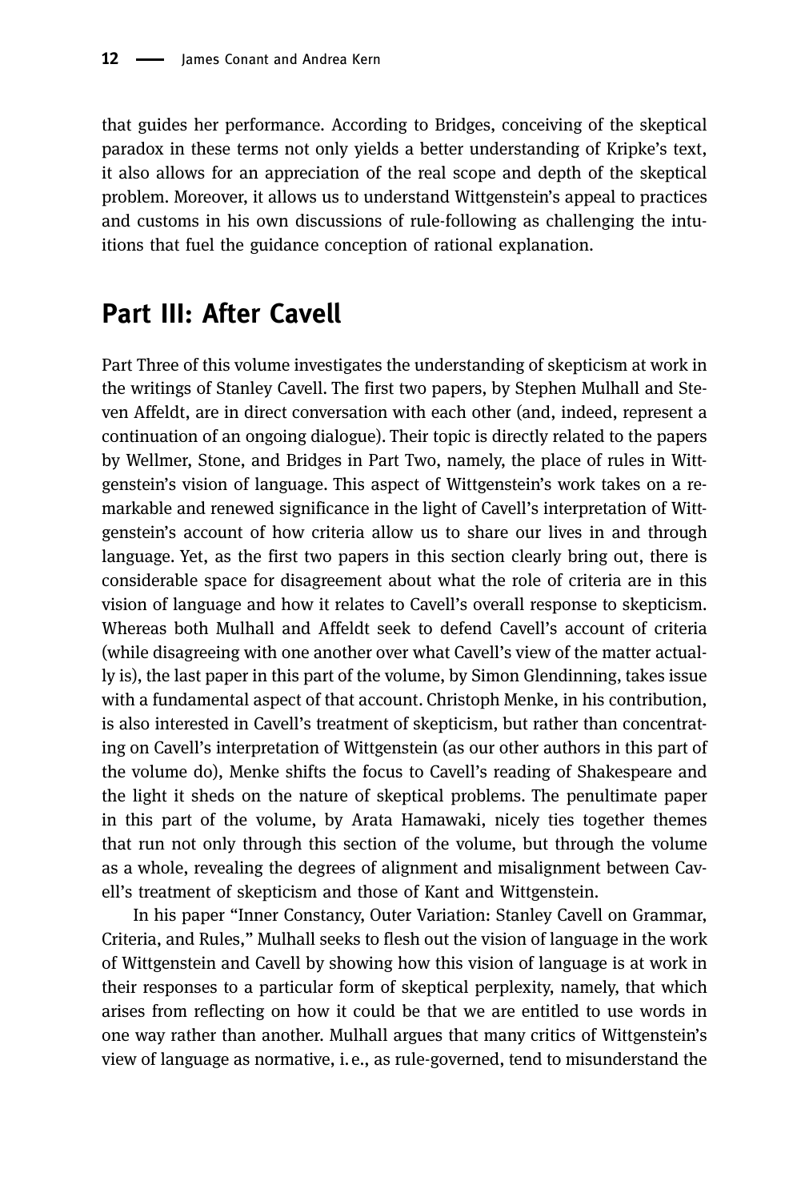that guides her performance. According to Bridges, conceiving of the skeptical paradox in these terms not only yields a better understanding of Kripke's text, it also allows for an appreciation of the real scope and depth of the skeptical problem. Moreover, it allows us to understand Wittgenstein's appeal to practices and customs in his own discussions of rule-following as challenging the intuitions that fuel the guidance conception of rational explanation.

## Part III: After Cavell

Part Three of this volume investigates the understanding of skepticism at work in the writings of Stanley Cavell. The first two papers, by Stephen Mulhall and Steven Affeldt, are in direct conversation with each other (and, indeed, represent a continuation of an ongoing dialogue). Their topic is directly related to the papers by Wellmer, Stone, and Bridges in Part Two, namely, the place of rules in Wittgenstein's vision of language. This aspect of Wittgenstein's work takes on a remarkable and renewed significance in the light of Cavell's interpretation of Wittgenstein's account of how criteria allow us to share our lives in and through language. Yet, as the first two papers in this section clearly bring out, there is considerable space for disagreement about what the role of criteria are in this vision of language and how it relates to Cavell's overall response to skepticism. Whereas both Mulhall and Affeldt seek to defend Cavell's account of criteria (while disagreeing with one another over what Cavell's view of the matter actually is), the last paper in this part of the volume, by Simon Glendinning, takes issue with a fundamental aspect of that account. Christoph Menke, in his contribution, is also interested in Cavell's treatment of skepticism, but rather than concentrating on Cavell's interpretation of Wittgenstein (as our other authors in this part of the volume do), Menke shifts the focus to Cavell's reading of Shakespeare and the light it sheds on the nature of skeptical problems. The penultimate paper in this part of the volume, by Arata Hamawaki, nicely ties together themes that run not only through this section of the volume, but through the volume as a whole, revealing the degrees of alignment and misalignment between Cavell's treatment of skepticism and those of Kant and Wittgenstein.

In his paper "Inner Constancy, Outer Variation: Stanley Cavell on Grammar, Criteria, and Rules," Mulhall seeks to flesh out the vision of language in the work of Wittgenstein and Cavell by showing how this vision of language is at work in their responses to a particular form of skeptical perplexity, namely, that which arises from reflecting on how it could be that we are entitled to use words in one way rather than another. Mulhall argues that many critics of Wittgenstein's view of language as normative, i. e., as rule-governed, tend to misunderstand the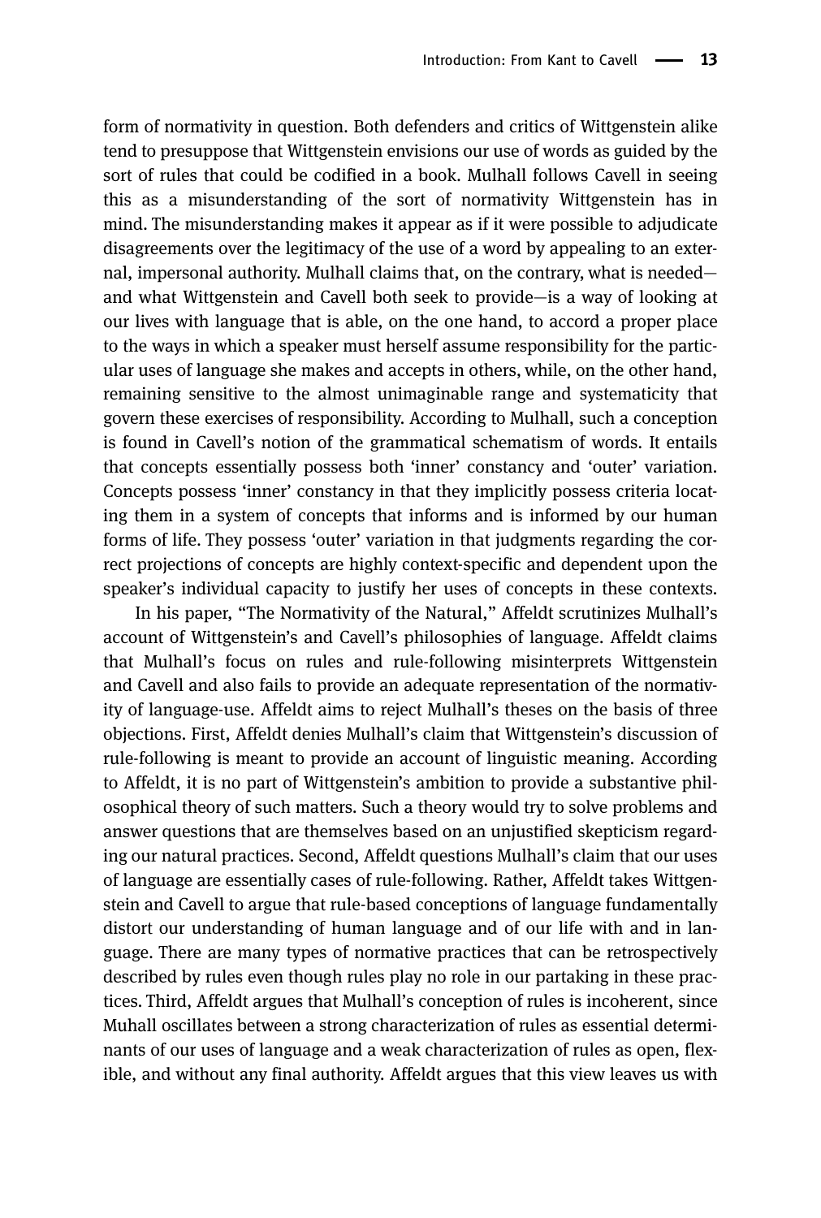form of normativity in question. Both defenders and critics of Wittgenstein alike tend to presuppose that Wittgenstein envisions our use of words as guided by the sort of rules that could be codified in a book. Mulhall follows Cavell in seeing this as a misunderstanding of the sort of normativity Wittgenstein has in mind. The misunderstanding makes it appear as if it were possible to adjudicate disagreements over the legitimacy of the use of a word by appealing to an external, impersonal authority. Mulhall claims that, on the contrary, what is needed—and what Wittgenstein and Cavell both seek to provide—is a way of looking at our lives with language that is able, on the one hand, to accord a proper place to the ways in which a speaker must herself assume responsibility for the particular uses of language she makes and accepts in others, while, on the other hand, remaining sensitive to the almost unimaginable range and systematicity that govern these exercises of responsibility. According to Mulhall, such a conception is found in Cavell's notion of the grammatical schematism of words. It entails that concepts essentially possess both 'inner' constancy and 'outer' variation. Concepts possess 'inner' constancy in that they implicitly possess criteria locating them in a system of concepts that informs and is informed by our human forms of life. They possess 'outer' variation in that judgments regarding the correct projections of concepts are highly context-specific and dependent upon the speaker's individual capacity to justify her uses of concepts in these contexts.

In his paper, "The Normativity of the Natural," Affeldt scrutinizes Mulhall's account of Wittgenstein's and Cavell's philosophies of language. Affeldt claims that Mulhall's focus on rules and rule-following misinterprets Wittgenstein and Cavell and also fails to provide an adequate representation of the normativity of language-use. Affeldt aims to reject Mulhall's theses on the basis of three objections. First, Affeldt denies Mulhall's claim that Wittgenstein's discussion of rule-following is meant to provide an account of linguistic meaning. According to Affeldt, it is no part of Wittgenstein's ambition to provide a substantive philosophical theory of such matters. Such a theory would try to solve problems and answer questions that are themselves based on an unjustified skepticism regarding our natural practices. Second, Affeldt questions Mulhall's claim that our uses of language are essentially cases of rule-following. Rather, Affeldt takes Wittgenstein and Cavell to argue that rule-based conceptions of language fundamentally distort our understanding of human language and of our life with and in language. There are many types of normative practices that can be retrospectively described by rules even though rules play no role in our partaking in these practices. Third, Affeldt argues that Mulhall's conception of rules is incoherent, since Muhall oscillates between a strong characterization of rules as essential determinants of our uses of language and a weak characterization of rules as open, flexible, and without any final authority. Affeldt argues that this view leaves us with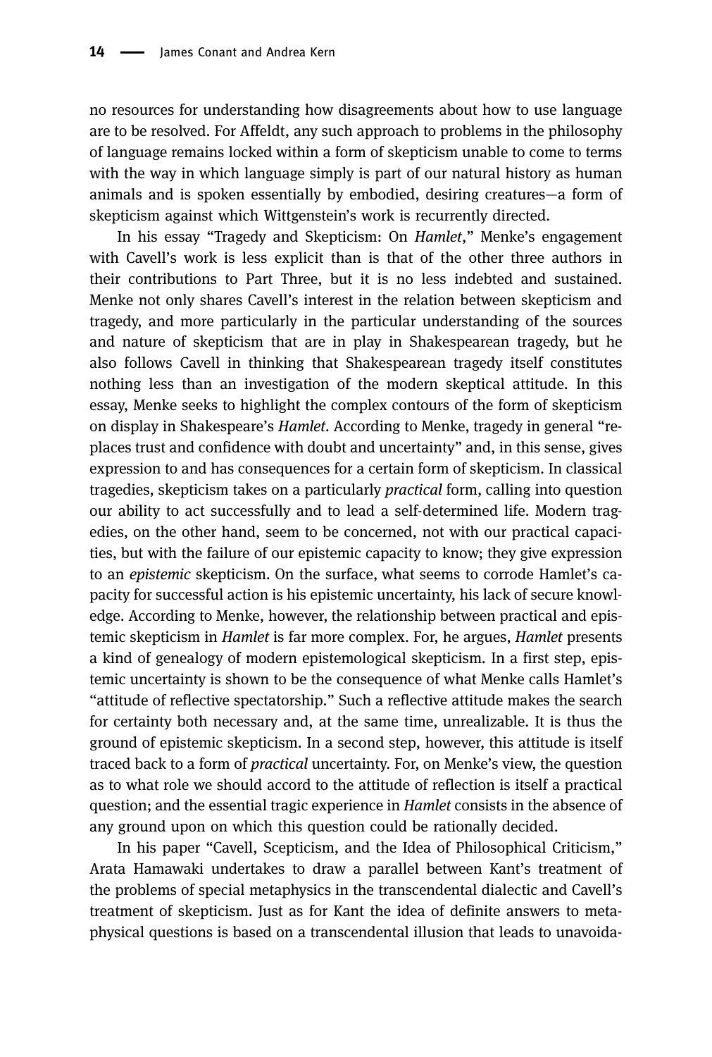no resources for understanding how disagreements about how to use language are to be resolved. For Affeldt, any such approach to problems in the philosophy of language remains locked within a form of skepticism unable to come to terms with the way in which language simply is part of our natural history as human animals and is spoken essentially by embodied, desiring creatures—a form of skepticism against which Wittgenstein's work is recurrently directed.

In his essay "Tragedy and Skepticism: On *Hamlet*," Menke's engagement with Cavell's work is less explicit than is that of the other three authors in their contributions to Part Three, but it is no less indebted and sustained. Menke not only shares Cavell's interest in the relation between skepticism and tragedy, and more particularly in the particular understanding of the sources and nature of skepticism that are in play in Shakespearean tragedy, but he also follows Cavell in thinking that Shakespearean tragedy itself constitutes nothing less than an investigation of the modern skeptical attitude. In this essay, Menke seeks to highlight the complex contours of the form of skepticism on display in Shakespeare's *Hamlet*. According to Menke, tragedy in general "replaces trust and confidence with doubt and uncertainty" and, in this sense, gives expression to and has consequences for a certain form of skepticism. In classical tragedies, skepticism takes on a particularly *practical* form, calling into question our ability to act successfully and to lead a self-determined life. Modern tragedies, on the other hand, seem to be concerned, not with our practical capacities, but with the failure of our epistemic capacity to know; they give expression to an *epistemic* skepticism. On the surface, what seems to corrode Hamlet's capacity for successful action is his epistemic uncertainty, his lack of secure knowledge. According to Menke, however, the relationship between practical and epistemic skepticism in *Hamlet* is far more complex. For, he argues, *Hamlet* presents a kind of genealogy of modern epistemological skepticism. In a first step, epistemic uncertainty is shown to be the consequence of what Menke calls Hamlet's "attitude of reflective spectatorship." Such a reflective attitude makes the search for certainty both necessary and, at the same time, unrealizable. It is thus the ground of epistemic skepticism. In a second step, however, this attitude is itself traced back to a form of *practical* uncertainty. For, on Menke's view, the question as to what role we should accord to the attitude of reflection is itself a practical question; and the essential tragic experience in *Hamlet* consists in the absence of any ground upon on which this question could be rationally decided.

In his paper "Cavell, Scepticism, and the Idea of Philosophical Criticism," Arata Hamawaki undertakes to draw a parallel between Kant's treatment of the problems of special metaphysics in the transcendental dialectic and Cavell's treatment of skepticism. Just as for Kant the idea of definite answers to metaphysical questions is based on a transcendental illusion that leads to unavoida-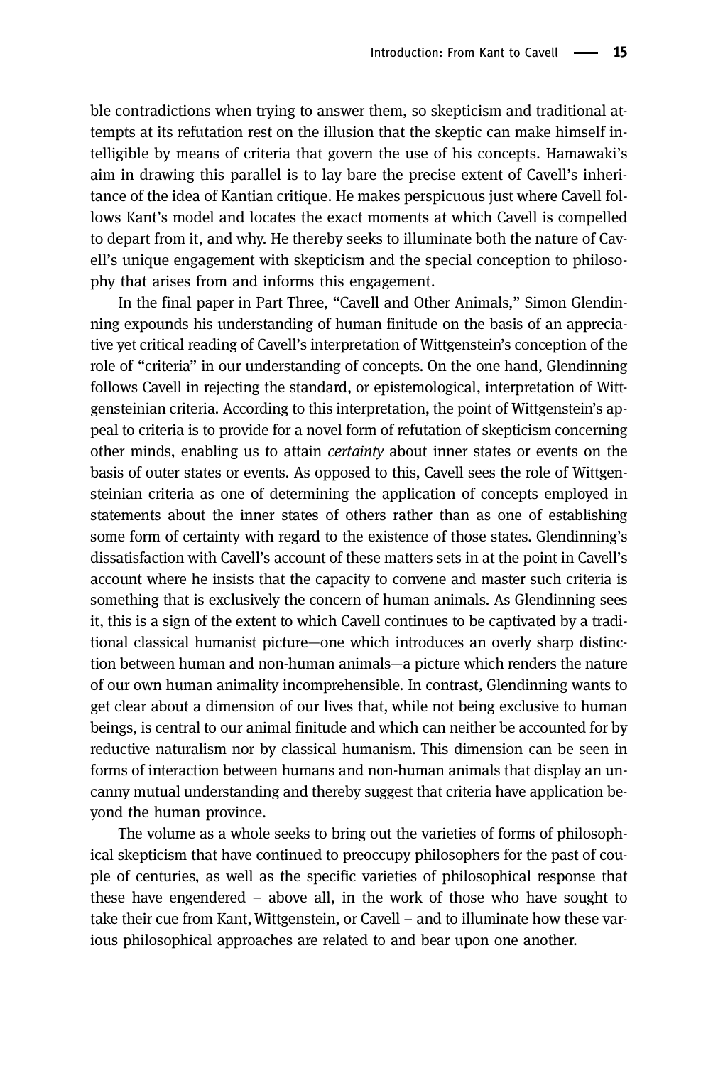ble contradictions when trying to answer them, so skepticism and traditional attempts at its refutation rest on the illusion that the skeptic can make himself intelligible by means of criteria that govern the use of his concepts. Hamawaki's aim in drawing this parallel is to lay bare the precise extent of Cavell's inheritance of the idea of Kantian critique. He makes perspicuous just where Cavell follows Kant's model and locates the exact moments at which Cavell is compelled to depart from it, and why. He thereby seeks to illuminate both the nature of Cavell's unique engagement with skepticism and the special conception to philosophy that arises from and informs this engagement.

In the final paper in Part Three, "Cavell and Other Animals," Simon Glendinning expounds his understanding of human finitude on the basis of an appreciative yet critical reading of Cavell's interpretation of Wittgenstein's conception of the role of "criteria" in our understanding of concepts. On the one hand, Glendinning follows Cavell in rejecting the standard, or epistemological, interpretation of Wittgensteinian criteria. According to this interpretation, the point of Wittgenstein's appeal to criteria is to provide for a novel form of refutation of skepticism concerning other minds, enabling us to attain *certainty* about inner states or events on the basis of outer states or events. As opposed to this, Cavell sees the role of Wittgensteinian criteria as one of determining the application of concepts employed in statements about the inner states of others rather than as one of establishing some form of certainty with regard to the existence of those states. Glendinning's dissatisfaction with Cavell's account of these matters sets in at the point in Cavell's account where he insists that the capacity to convene and master such criteria is something that is exclusively the concern of human animals. As Glendinning sees it, this is a sign of the extent to which Cavell continues to be captivated by a traditional classical humanist picture—one which introduces an overly sharp distinction between human and non-human animals—a picture which renders the nature of our own human animality incomprehensible. In contrast, Glendinning wants to get clear about a dimension of our lives that, while not being exclusive to human beings, is central to our animal finitude and which can neither be accounted for by reductive naturalism nor by classical humanism. This dimension can be seen in forms of interaction between humans and non-human animals that display an uncanny mutual understanding and thereby suggest that criteria have application beyond the human province.

The volume as a whole seeks to bring out the varieties of forms of philosophical skepticism that have continued to preoccupy philosophers for the past of couple of centuries, as well as the specific varieties of philosophical response that these have engendered – above all, in the work of those who have sought to take their cue from Kant, Wittgenstein, or Cavell – and to illuminate how these various philosophical approaches are related to and bear upon one another.